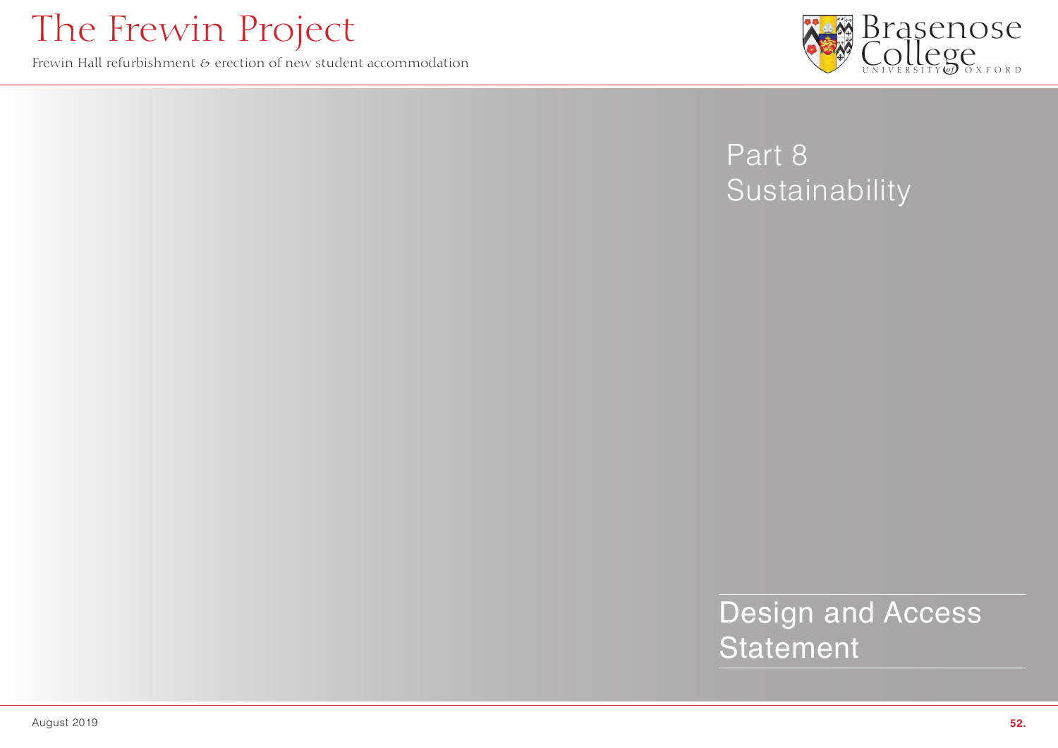# Part 8
## Sustainability

Design and Access Statement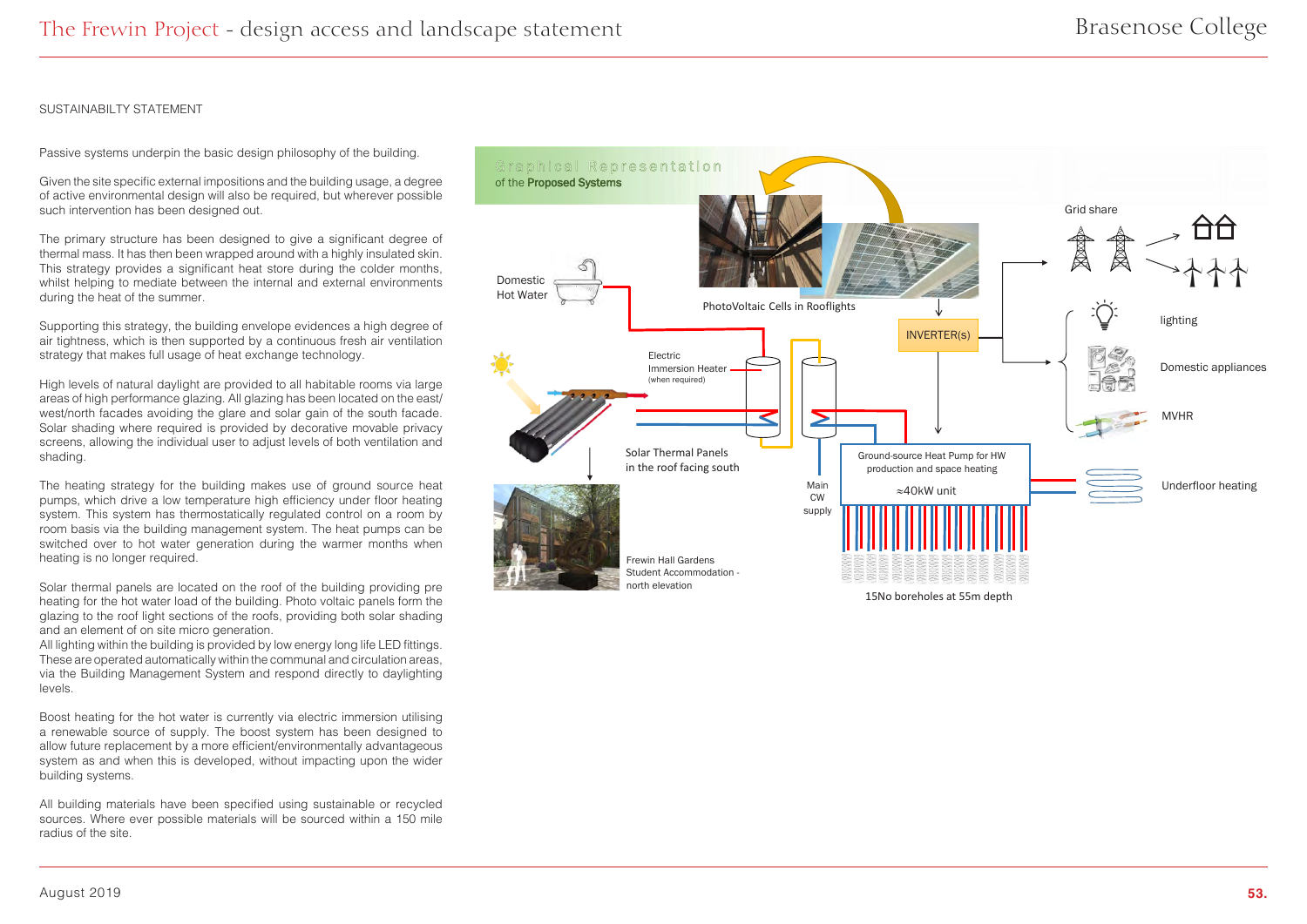SUSTAINABILTY STATEMENT

Passive systems underpin the basic design philosophy of the building.

Given the site specific external impositions and the building usage, a degree of active environmental design will also be required, but wherever possible such intervention has been designed out.

The primary structure has been designed to give a significant degree of thermal mass. It has then been wrapped around with a highly insulated skin. This strategy provides a significant heat store during the colder months, whilst helping to mediate between the internal and external environments during the heat of the summer.

Supporting this strategy, the building envelope evidences a high degree of air tightness, which is then supported by a continuous fresh air ventilation strategy that makes full usage of heat exchange technology.

High levels of natural daylight are provided to all habitable rooms via large areas of high performance glazing. All glazing has been located on the east/west/north facades avoiding the glare and solar gain of the south facade. Solar shading where required is provided by decorative movable privacy screens, allowing the individual user to adjust levels of both ventilation and shading.

The heating strategy for the building makes use of ground source heat pumps, which drive a low temperature high efficiency under floor heating system. This system has thermostatically regulated control on a room by room basis via the building management system. The heat pumps can be switched over to hot water generation during the warmer months when heating is no longer required.

Solar thermal panels are located on the roof of the building providing pre heating for the hot water load of the building. Photo voltaic panels form the glazing to the roof light sections of the roofs, providing both solar shading and an element of on site micro generation.

All lighting within the building is provided by low energy long life LED fittings. These are operated automatically within the communal and circulation areas, via the Building Management System and respond directly to daylighting levels.

Boost heating for the hot water is currently via electric immersion utilising a renewable source of supply. The boost system has been designed to allow future replacement by a more efficient/environmentally advantageous system as and when this is developed, without impacting upon the wider building systems.

All building materials have been specified using sustainable or recycled sources. Where ever possible materials will be sourced within a 150 mile radius of the site.

Graphical Representation of the Proposed Systems

Domestic Hot Water

PhotoVoltaic Cells in Rooflights

Grid share

INVERTER(s)

lighting

Domestic appliances

MVHR

Electric Immersion Heater (when required)

Solar Thermal Panels in the roof facing south

Ground-source Heat Pump for HW production and space heating

≈40kW unit

Main CW supply

Underfloor heating

Frewin Hall Gardens Student Accommodation - north elevation

15No boreholes at 55m depth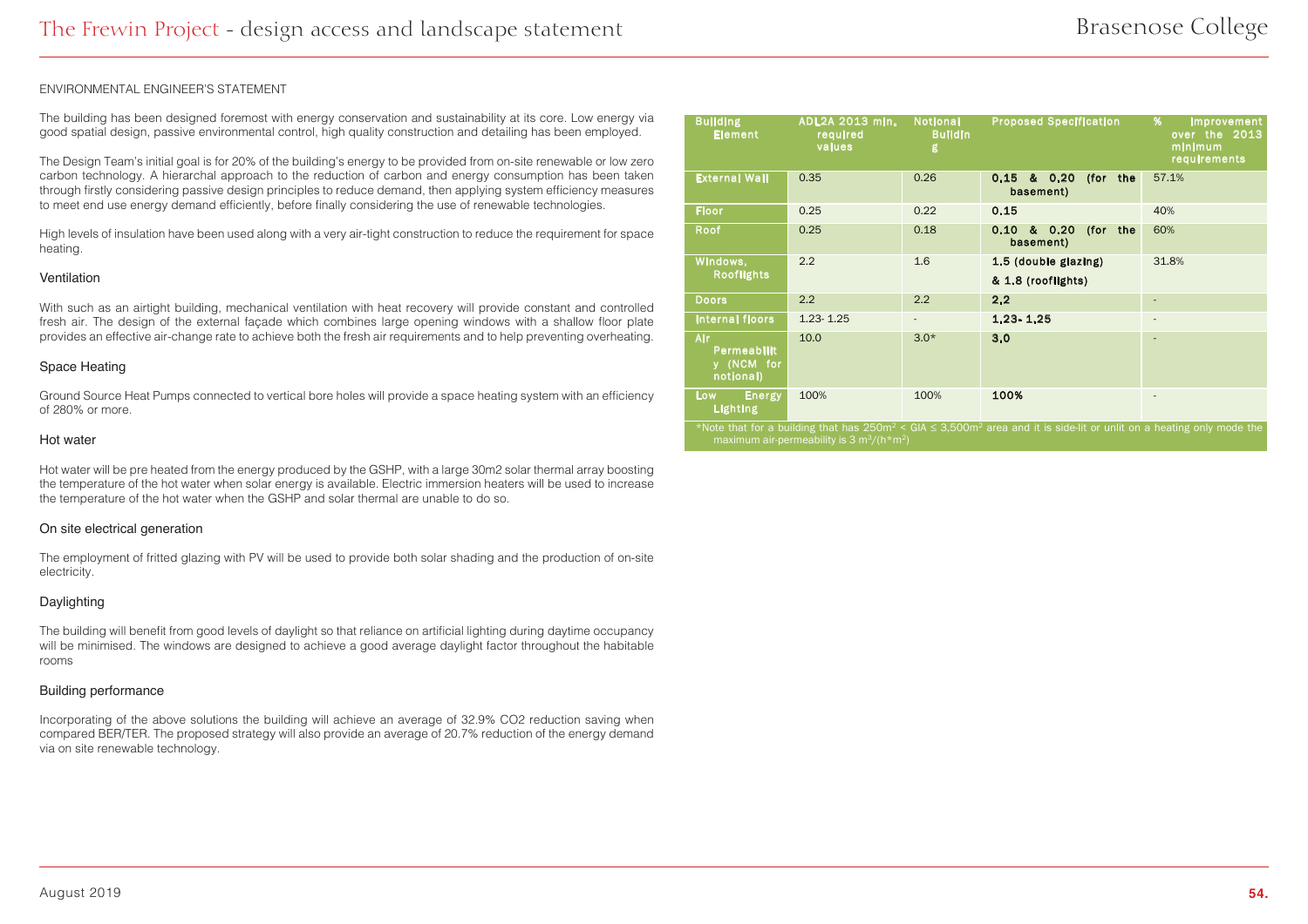ENVIRONMENTAL ENGINEER'S STATEMENT

The building has been designed foremost with energy conservation and sustainability at its core. Low energy via good spatial design, passive environmental control, high quality construction and detailing has been employed.

The Design Team's initial goal is for 20% of the building's energy to be provided from on-site renewable or low zero carbon technology. A hierarchal approach to the reduction of carbon and energy consumption has been taken through firstly considering passive design principles to reduce demand, then applying system efficiency measures to meet end use energy demand efficiently, before finally considering the use of renewable technologies.

High levels of insulation have been used along with a very air-tight construction to reduce the requirement for space heating.

## Ventilation

With such as an airtight building, mechanical ventilation with heat recovery will provide constant and controlled fresh air. The design of the external façade which combines large opening windows with a shallow floor plate provides an effective air-change rate to achieve both the fresh air requirements and to help preventing overheating.

## Space Heating

Ground Source Heat Pumps connected to vertical bore holes will provide a space heating system with an efficiency of 280% or more.

## Hot water

Hot water will be pre heated from the energy produced by the GSHP, with a large 30m2 solar thermal array boosting the temperature of the hot water when solar energy is available. Electric immersion heaters will be used to increase the temperature of the hot water when the GSHP and solar thermal are unable to do so.

## On site electrical generation

The employment of fritted glazing with PV will be used to provide both solar shading and the production of on-site electricity.

## Daylighting

The building will benefit from good levels of daylight so that reliance on artificial lighting during daytime occupancy will be minimised. The windows are designed to achieve a good average daylight factor throughout the habitable rooms

## Building performance

Incorporating of the above solutions the building will achieve an average of 32.9% CO2 reduction saving when compared BER/TER. The proposed strategy will also provide an average of 20.7% reduction of the energy demand via on site renewable technology.

| Building Element | ADL2A 2013 min. required values | Notional Building | Proposed Specification | % Improvement over the 2013 minimum requirements |
|---|---|---|---|---|
| External Wall | 0.35 | 0.26 | 0.15 & 0.20 (for the basement) | 57.1% |
| Floor | 0.25 | 0.22 | 0.15 | 40% |
| Roof | 0.25 | 0.18 | 0.10 & 0.20 (for the basement) | 60% |
| Windows, Rooflights | 2.2 | 1.6 | 1.5 (double glazing) & 1.8 (rooflights) | 31.8% |
| Doors | 2.2 | 2.2 | 2.2 | - |
| Internal floors | 1.23- 1.25 | - | 1.23- 1.25 | - |
| Air Permeability (NCM for notional) | 10.0 | 3.0* | 3.0 | - |
| Low Energy Lighting | 100% | 100% | 100% | - |

*Note that for a building that has $250m^2 < GIA \leq 3{,}500m^2$ area and it is side-lit or unlit on a heating only mode the maximum air-permeability is $3\ m^3/(h*m^2)$